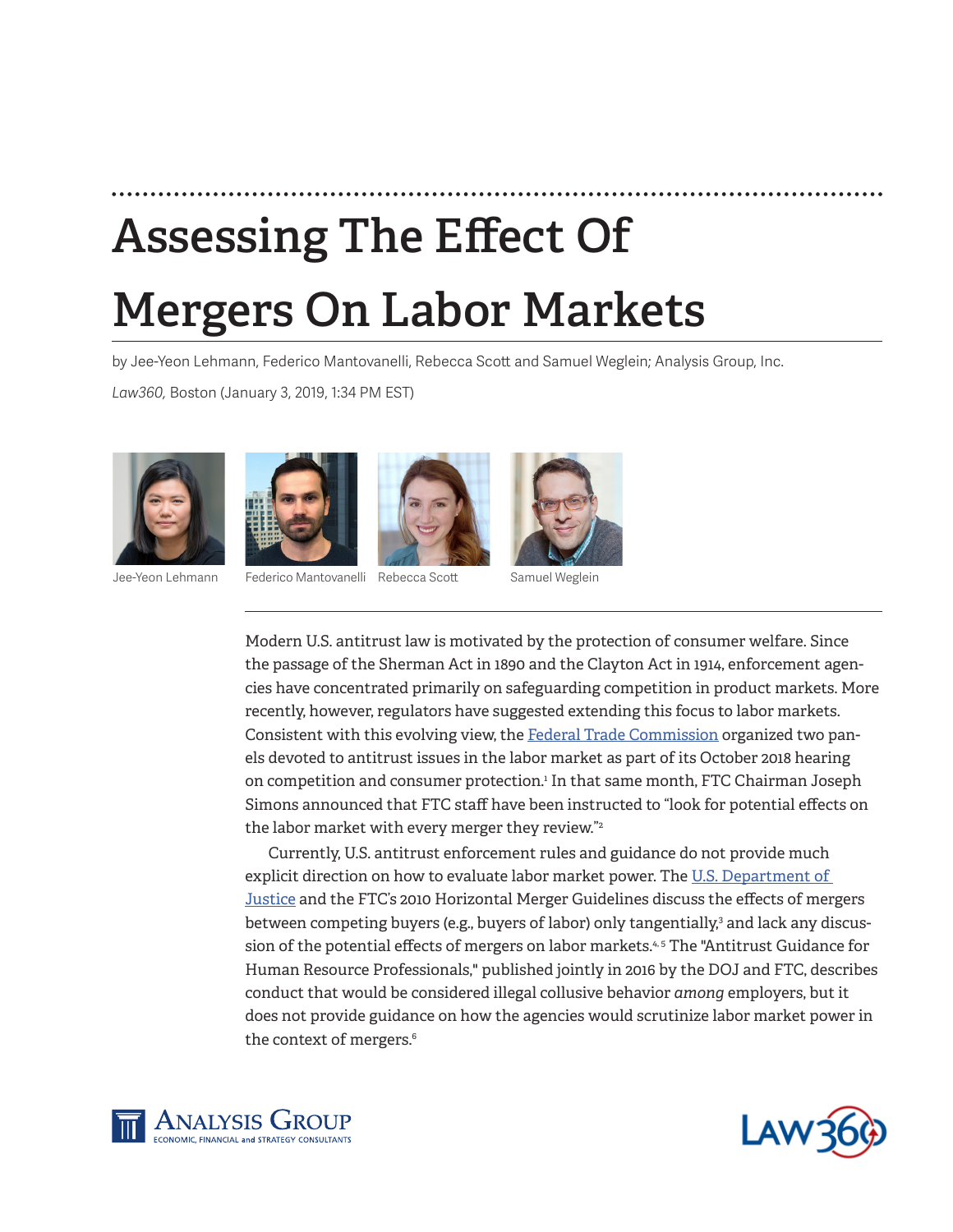# Assessing The Effect Of Mergers On Labor Markets

by Jee-Yeon Lehmann, Federico Mantovanelli, Rebecca Scott and Samuel Weglein; Analysis Group, Inc.

*Law360,* Boston (January 3, 2019, 1:34 PM EST)

Jee-Yeon Lehmann Federico Mantovanelli Rebecca Scott Samuel Weglein

Modern U.S. antitrust law is motivated by the protection of consumer welfare. Since the passage of the Sherman Act in 1890 and the Clayton Act in 1914, enforcement agencies have concentrated primarily on safeguarding competition in product markets. More recently, however, regulators have suggested extending this focus to labor markets. Consistent with this evolving view, the Federal Trade Commission organized two panels devoted to antitrust issues in the labor market as part of its October 2018 hearing on competition and consumer protection.[1] In that same month, FTC Chairman Joseph Simons announced that FTC staff have been instructed to "look for potential effects on the labor market with every merger they review."[2]

Currently, U.S. antitrust enforcement rules and guidance do not provide much explicit direction on how to evaluate labor market power. The U.S. Department of Justice and the FTC's 2010 Horizontal Merger Guidelines discuss the effects of mergers between competing buyers (e.g., buyers of labor) only tangentially,[3] and lack any discussion of the potential effects of mergers on labor markets.[4, 5] The "Antitrust Guidance for Human Resource Professionals," published jointly in 2016 by the DOJ and FTC, describes conduct that would be considered illegal collusive behavior *among* employers, but it does not provide guidance on how the agencies would scrutinize labor market power in the context of mergers.[6]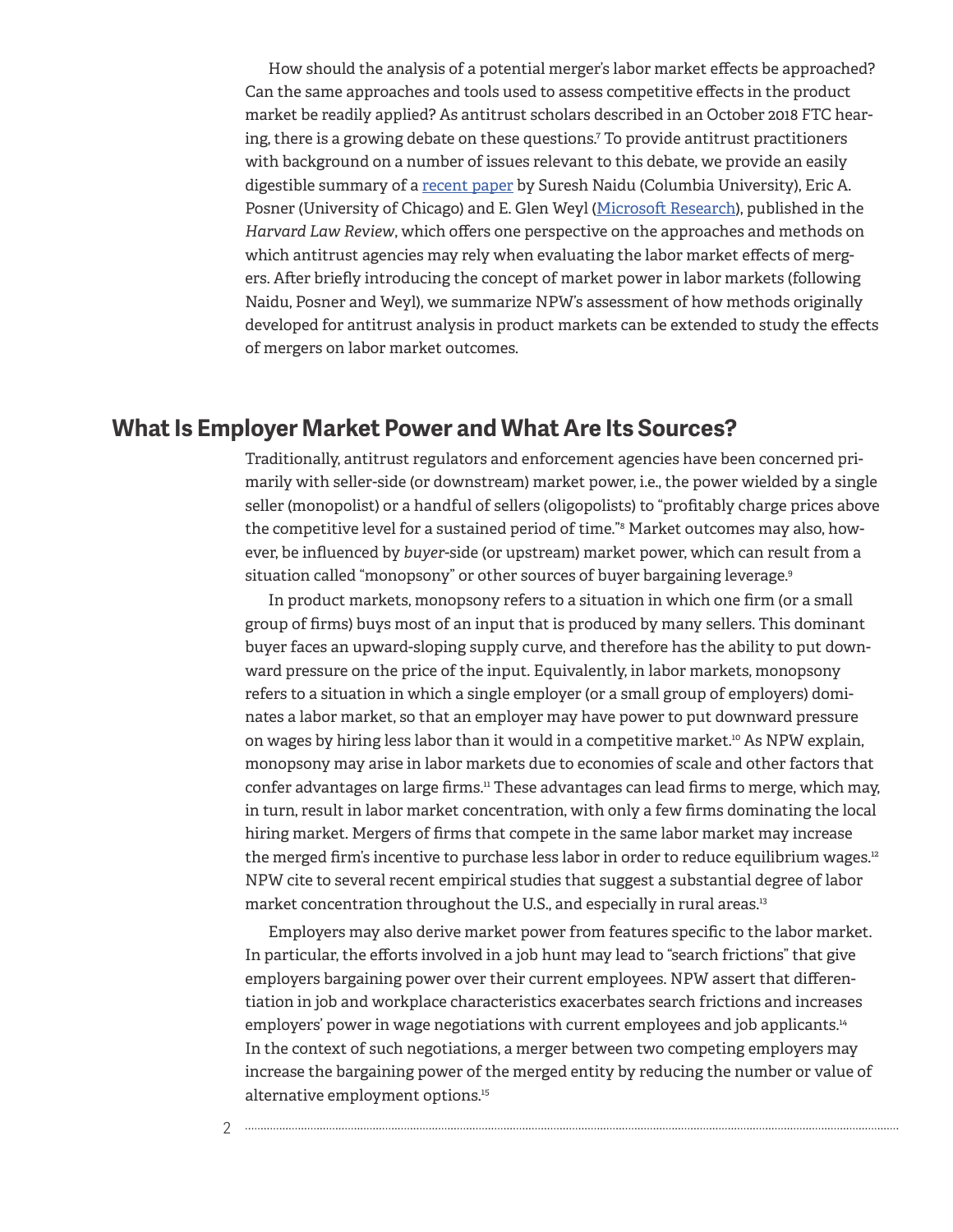How should the analysis of a potential merger's labor market effects be approached? Can the same approaches and tools used to assess competitive effects in the product market be readily applied? As antitrust scholars described in an October 2018 FTC hearing, there is a growing debate on these questions.[7] To provide antitrust practitioners with background on a number of issues relevant to this debate, we provide an easily digestible summary of a recent paper by Suresh Naidu (Columbia University), Eric A. Posner (University of Chicago) and E. Glen Weyl (Microsoft Research), published in the *Harvard Law Review*, which offers one perspective on the approaches and methods on which antitrust agencies may rely when evaluating the labor market effects of mergers. After briefly introducing the concept of market power in labor markets (following Naidu, Posner and Weyl), we summarize NPW's assessment of how methods originally developed for antitrust analysis in product markets can be extended to study the effects of mergers on labor market outcomes.

## What Is Employer Market Power and What Are Its Sources?

Traditionally, antitrust regulators and enforcement agencies have been concerned primarily with seller-side (or downstream) market power, i.e., the power wielded by a single seller (monopolist) or a handful of sellers (oligopolists) to "profitably charge prices above the competitive level for a sustained period of time."[8] Market outcomes may also, however, be influenced by *buyer*-side (or upstream) market power, which can result from a situation called "monopsony" or other sources of buyer bargaining leverage.[9]

In product markets, monopsony refers to a situation in which one firm (or a small group of firms) buys most of an input that is produced by many sellers. This dominant buyer faces an upward-sloping supply curve, and therefore has the ability to put downward pressure on the price of the input. Equivalently, in labor markets, monopsony refers to a situation in which a single employer (or a small group of employers) dominates a labor market, so that an employer may have power to put downward pressure on wages by hiring less labor than it would in a competitive market.[10] As NPW explain, monopsony may arise in labor markets due to economies of scale and other factors that confer advantages on large firms.[11] These advantages can lead firms to merge, which may, in turn, result in labor market concentration, with only a few firms dominating the local hiring market. Mergers of firms that compete in the same labor market may increase the merged firm's incentive to purchase less labor in order to reduce equilibrium wages.[12] NPW cite to several recent empirical studies that suggest a substantial degree of labor market concentration throughout the U.S., and especially in rural areas.[13]

Employers may also derive market power from features specific to the labor market. In particular, the efforts involved in a job hunt may lead to "search frictions" that give employers bargaining power over their current employees. NPW assert that differentiation in job and workplace characteristics exacerbates search frictions and increases employers' power in wage negotiations with current employees and job applicants.[14] In the context of such negotiations, a merger between two competing employers may increase the bargaining power of the merged entity by reducing the number or value of alternative employment options.[15]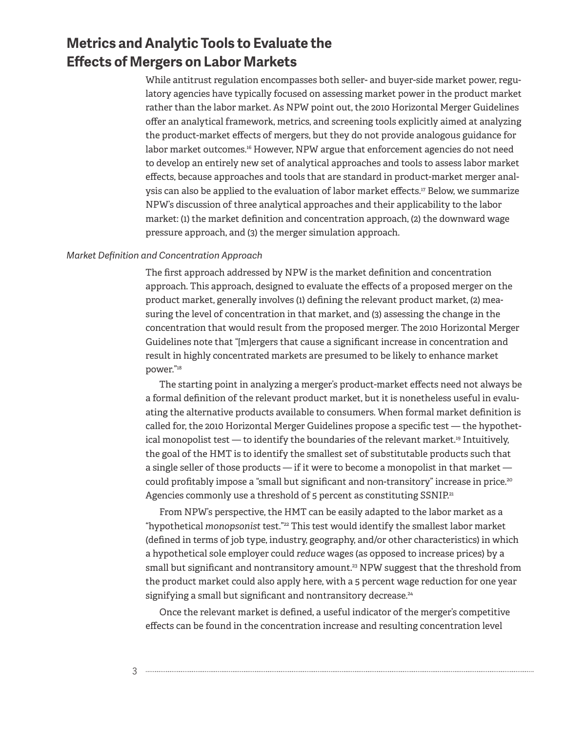## Metrics and Analytic Tools to Evaluate the Effects of Mergers on Labor Markets

While antitrust regulation encompasses both seller- and buyer-side market power, regulatory agencies have typically focused on assessing market power in the product market rather than the labor market. As NPW point out, the 2010 Horizontal Merger Guidelines offer an analytical framework, metrics, and screening tools explicitly aimed at analyzing the product-market effects of mergers, but they do not provide analogous guidance for labor market outcomes.[16] However, NPW argue that enforcement agencies do not need to develop an entirely new set of analytical approaches and tools to assess labor market effects, because approaches and tools that are standard in product-market merger analysis can also be applied to the evaluation of labor market effects.[17] Below, we summarize NPW's discussion of three analytical approaches and their applicability to the labor market: (1) the market definition and concentration approach, (2) the downward wage pressure approach, and (3) the merger simulation approach.

*Market Definition and Concentration Approach*

The first approach addressed by NPW is the market definition and concentration approach. This approach, designed to evaluate the effects of a proposed merger on the product market, generally involves (1) defining the relevant product market, (2) measuring the level of concentration in that market, and (3) assessing the change in the concentration that would result from the proposed merger. The 2010 Horizontal Merger Guidelines note that "[m]ergers that cause a significant increase in concentration and result in highly concentrated markets are presumed to be likely to enhance market power."[18]

The starting point in analyzing a merger's product-market effects need not always be a formal definition of the relevant product market, but it is nonetheless useful in evaluating the alternative products available to consumers. When formal market definition is called for, the 2010 Horizontal Merger Guidelines propose a specific test — the hypothetical monopolist test — to identify the boundaries of the relevant market.[19] Intuitively, the goal of the HMT is to identify the smallest set of substitutable products such that a single seller of those products — if it were to become a monopolist in that market — could profitably impose a "small but significant and non-transitory" increase in price.[20] Agencies commonly use a threshold of 5 percent as constituting SSNIP.[21]

From NPW's perspective, the HMT can be easily adapted to the labor market as a "hypothetical *monopsonist* test."[22] This test would identify the smallest labor market (defined in terms of job type, industry, geography, and/or other characteristics) in which a hypothetical sole employer could *reduce* wages (as opposed to increase prices) by a small but significant and nontransitory amount.[23] NPW suggest that the threshold from the product market could also apply here, with a 5 percent wage reduction for one year signifying a small but significant and nontransitory decrease.[24]

Once the relevant market is defined, a useful indicator of the merger's competitive effects can be found in the concentration increase and resulting concentration level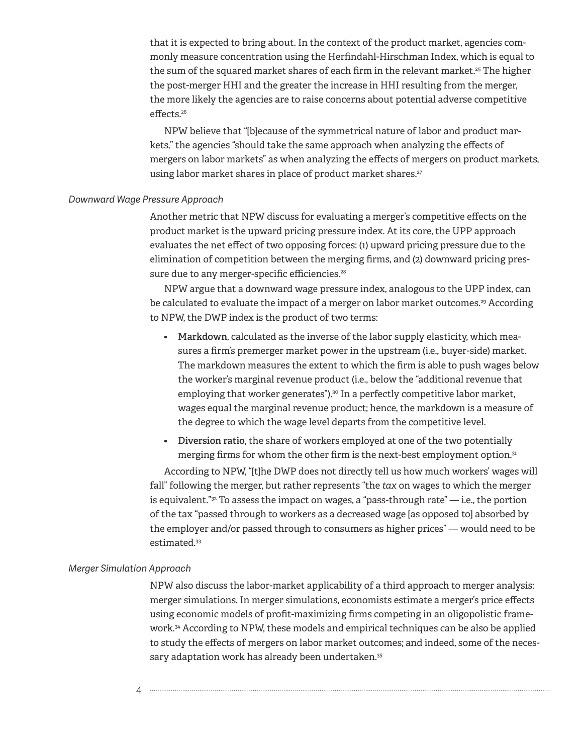that it is expected to bring about. In the context of the product market, agencies commonly measure concentration using the Herfindahl-Hirschman Index, which is equal to the sum of the squared market shares of each firm in the relevant market.[25] The higher the post-merger HHI and the greater the increase in HHI resulting from the merger, the more likely the agencies are to raise concerns about potential adverse competitive effects.[26]

NPW believe that "[b]ecause of the symmetrical nature of labor and product markets," the agencies "should take the same approach when analyzing the effects of mergers on labor markets" as when analyzing the effects of mergers on product markets, using labor market shares in place of product market shares.[27]

*Downward Wage Pressure Approach*

Another metric that NPW discuss for evaluating a merger's competitive effects on the product market is the upward pricing pressure index. At its core, the UPP approach evaluates the net effect of two opposing forces: (1) upward pricing pressure due to the elimination of competition between the merging firms, and (2) downward pricing pressure due to any merger-specific efficiencies.[28]

NPW argue that a downward wage pressure index, analogous to the UPP index, can be calculated to evaluate the impact of a merger on labor market outcomes.[29] According to NPW, the DWP index is the product of two terms:

- **Markdown**, calculated as the inverse of the labor supply elasticity, which measures a firm's premerger market power in the upstream (i.e., buyer-side) market. The markdown measures the extent to which the firm is able to push wages below the worker's marginal revenue product (i.e., below the "additional revenue that employing that worker generates").[30] In a perfectly competitive labor market, wages equal the marginal revenue product; hence, the markdown is a measure of the degree to which the wage level departs from the competitive level.
- **Diversion ratio**, the share of workers employed at one of the two potentially merging firms for whom the other firm is the next-best employment option.[31]

According to NPW, "[t]he DWP does not directly tell us how much workers' wages will fall" following the merger, but rather represents "the *tax* on wages to which the merger is equivalent."[32] To assess the impact on wages, a "pass-through rate" — i.e., the portion of the tax "passed through to workers as a decreased wage [as opposed to] absorbed by the employer and/or passed through to consumers as higher prices" — would need to be estimated.[33]

*Merger Simulation Approach*

NPW also discuss the labor-market applicability of a third approach to merger analysis: merger simulations. In merger simulations, economists estimate a merger's price effects using economic models of profit-maximizing firms competing in an oligopolistic framework.[34] According to NPW, these models and empirical techniques can be also be applied to study the effects of mergers on labor market outcomes; and indeed, some of the necessary adaptation work has already been undertaken.[35]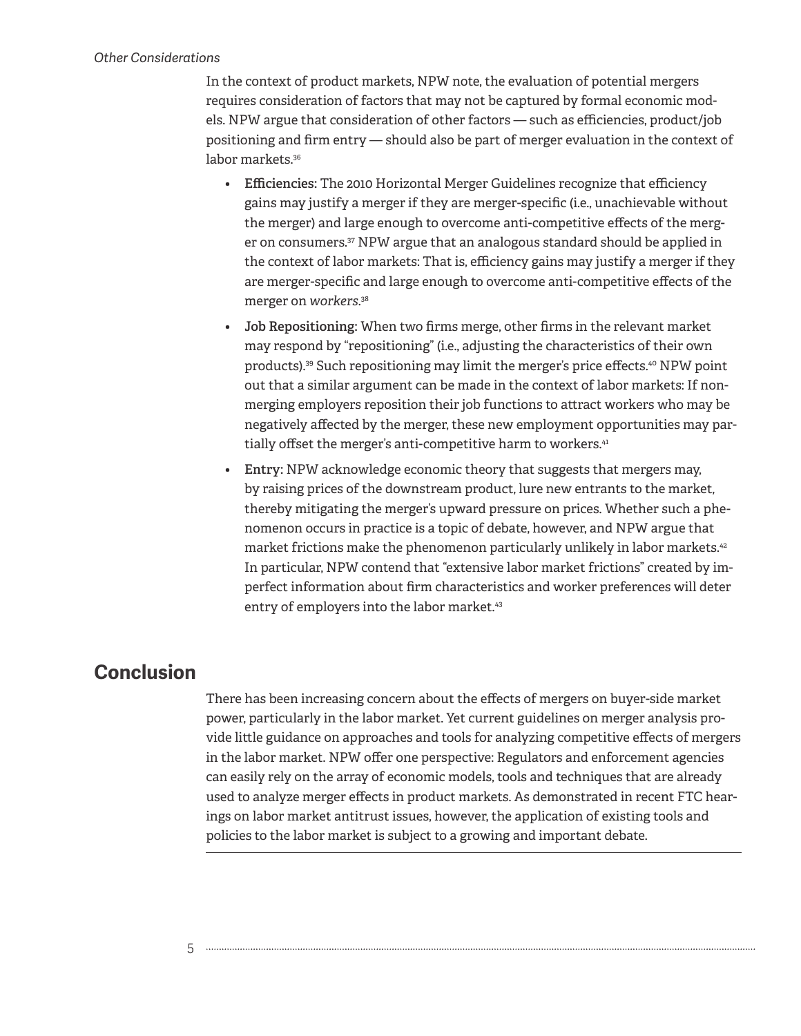*Other Considerations*

In the context of product markets, NPW note, the evaluation of potential mergers requires consideration of factors that may not be captured by formal economic models. NPW argue that consideration of other factors — such as efficiencies, product/job positioning and firm entry — should also be part of merger evaluation in the context of labor markets.[36]

- **Efficiencies:** The 2010 Horizontal Merger Guidelines recognize that efficiency gains may justify a merger if they are merger-specific (i.e., unachievable without the merger) and large enough to overcome anti-competitive effects of the merger on consumers.[37] NPW argue that an analogous standard should be applied in the context of labor markets: That is, efficiency gains may justify a merger if they are merger-specific and large enough to overcome anti-competitive effects of the merger on *workers*.[38]
- **Job Repositioning:** When two firms merge, other firms in the relevant market may respond by "repositioning" (i.e., adjusting the characteristics of their own products).[39] Such repositioning may limit the merger's price effects.[40] NPW point out that a similar argument can be made in the context of labor markets: If non-merging employers reposition their job functions to attract workers who may be negatively affected by the merger, these new employment opportunities may partially offset the merger's anti-competitive harm to workers.[41]
- **Entry:** NPW acknowledge economic theory that suggests that mergers may, by raising prices of the downstream product, lure new entrants to the market, thereby mitigating the merger's upward pressure on prices. Whether such a phenomenon occurs in practice is a topic of debate, however, and NPW argue that market frictions make the phenomenon particularly unlikely in labor markets.[42] In particular, NPW contend that "extensive labor market frictions" created by imperfect information about firm characteristics and worker preferences will deter entry of employers into the labor market.[43]

## Conclusion

There has been increasing concern about the effects of mergers on buyer-side market power, particularly in the labor market. Yet current guidelines on merger analysis provide little guidance on approaches and tools for analyzing competitive effects of mergers in the labor market. NPW offer one perspective: Regulators and enforcement agencies can easily rely on the array of economic models, tools and techniques that are already used to analyze merger effects in product markets. As demonstrated in recent FTC hearings on labor market antitrust issues, however, the application of existing tools and policies to the labor market is subject to a growing and important debate.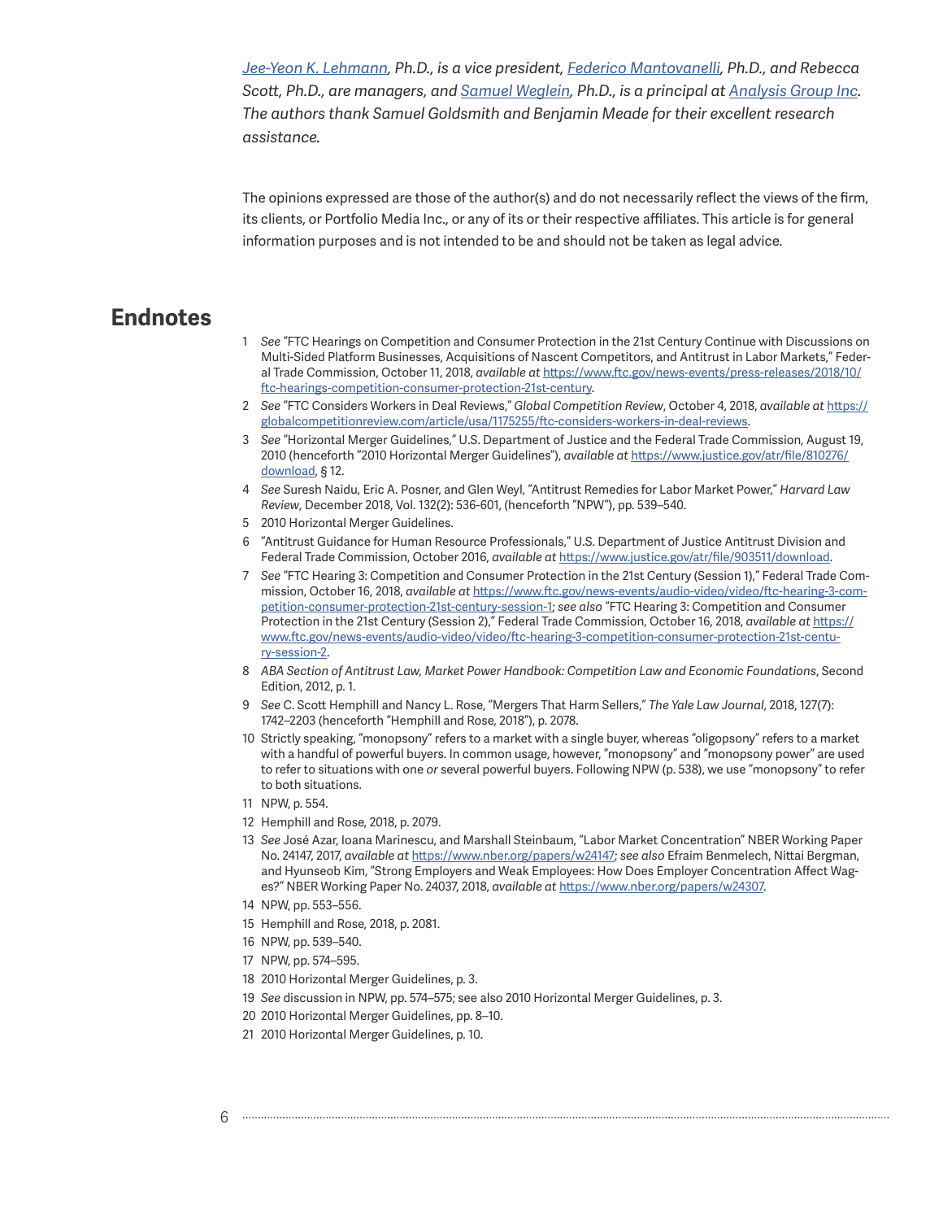*[Jee-Yeon K. Lehmann](#), Ph.D., is a vice president, [Federico Mantovanelli](#), Ph.D., and Rebecca Scott, Ph.D., are managers, and [Samuel Weglein](#), Ph.D., is a principal at [Analysis Group Inc](#). The authors thank Samuel Goldsmith and Benjamin Meade for their excellent research assistance.*

The opinions expressed are those of the author(s) and do not necessarily reflect the views of the firm, its clients, or Portfolio Media Inc., or any of its or their respective affiliates. This article is for general information purposes and is not intended to be and should not be taken as legal advice.

## Endnotes

1. *See* "FTC Hearings on Competition and Consumer Protection in the 21st Century Continue with Discussions on Multi-Sided Platform Businesses, Acquisitions of Nascent Competitors, and Antitrust in Labor Markets," Federal Trade Commission, October 11, 2018, *available at* https://www.ftc.gov/news-events/press-releases/2018/10/ftc-hearings-competition-consumer-protection-21st-century.
2. *See* "FTC Considers Workers in Deal Reviews," *Global Competition Review*, October 4, 2018, *available at* https://globalcompetitionreview.com/article/usa/1175255/ftc-considers-workers-in-deal-reviews.
3. *See* "Horizontal Merger Guidelines," U.S. Department of Justice and the Federal Trade Commission, August 19, 2010 (henceforth "2010 Horizontal Merger Guidelines"), *available at* https://www.justice.gov/atr/file/810276/download, § 12.
4. *See* Suresh Naidu, Eric A. Posner, and Glen Weyl, "Antitrust Remedies for Labor Market Power," *Harvard Law Review*, December 2018, Vol. 132(2): 536-601, (henceforth "NPW"), pp. 539–540.
5. 2010 Horizontal Merger Guidelines.
6. "Antitrust Guidance for Human Resource Professionals," U.S. Department of Justice Antitrust Division and Federal Trade Commission, October 2016, *available at* https://www.justice.gov/atr/file/903511/download.
7. *See* "FTC Hearing 3: Competition and Consumer Protection in the 21st Century (Session 1)," Federal Trade Commission, October 16, 2018, *available at* https://www.ftc.gov/news-events/audio-video/video/ftc-hearing-3-competition-consumer-protection-21st-century-session-1; *see also* "FTC Hearing 3: Competition and Consumer Protection in the 21st Century (Session 2)," Federal Trade Commission, October 16, 2018, *available at* https://www.ftc.gov/news-events/audio-video/video/ftc-hearing-3-competition-consumer-protection-21st-century-session-2.
8. *ABA Section of Antitrust Law, Market Power Handbook: Competition Law and Economic Foundations*, Second Edition, 2012, p. 1.
9. *See* C. Scott Hemphill and Nancy L. Rose, "Mergers That Harm Sellers," *The Yale Law Journal*, 2018, 127(7): 1742–2203 (henceforth "Hemphill and Rose, 2018"), p. 2078.
10. Strictly speaking, "monopsony" refers to a market with a single buyer, whereas "oligopsony" refers to a market with a handful of powerful buyers. In common usage, however, "monopsony" and "monopsony power" are used to refer to situations with one *or* several powerful buyers. Following NPW (p. 538), we use "monopsony" to refer to both situations.
11. NPW, p. 554.
12. Hemphill and Rose, 2018, p. 2079.
13. *See* José Azar, Ioana Marinescu, and Marshall Steinbaum, "Labor Market Concentration" NBER Working Paper No. 24147, 2017, *available at* https://www.nber.org/papers/w24147; *see also* Efraim Benmelech, Nittai Bergman, and Hyunseob Kim, "Strong Employers and Weak Employees: How Does Employer Concentration Affect Wages?" NBER Working Paper No. 24037, 2018, *available at* https://www.nber.org/papers/w24307.
14. NPW, pp. 553–556.
15. Hemphill and Rose, 2018, p. 2081.
16. NPW, pp. 539–540.
17. NPW, pp. 574–595.
18. 2010 Horizontal Merger Guidelines, p. 3.
19. *See* discussion in NPW, pp. 574–575; see also 2010 Horizontal Merger Guidelines, p. 3.
20. 2010 Horizontal Merger Guidelines, pp. 8–10.
21. 2010 Horizontal Merger Guidelines, p. 10.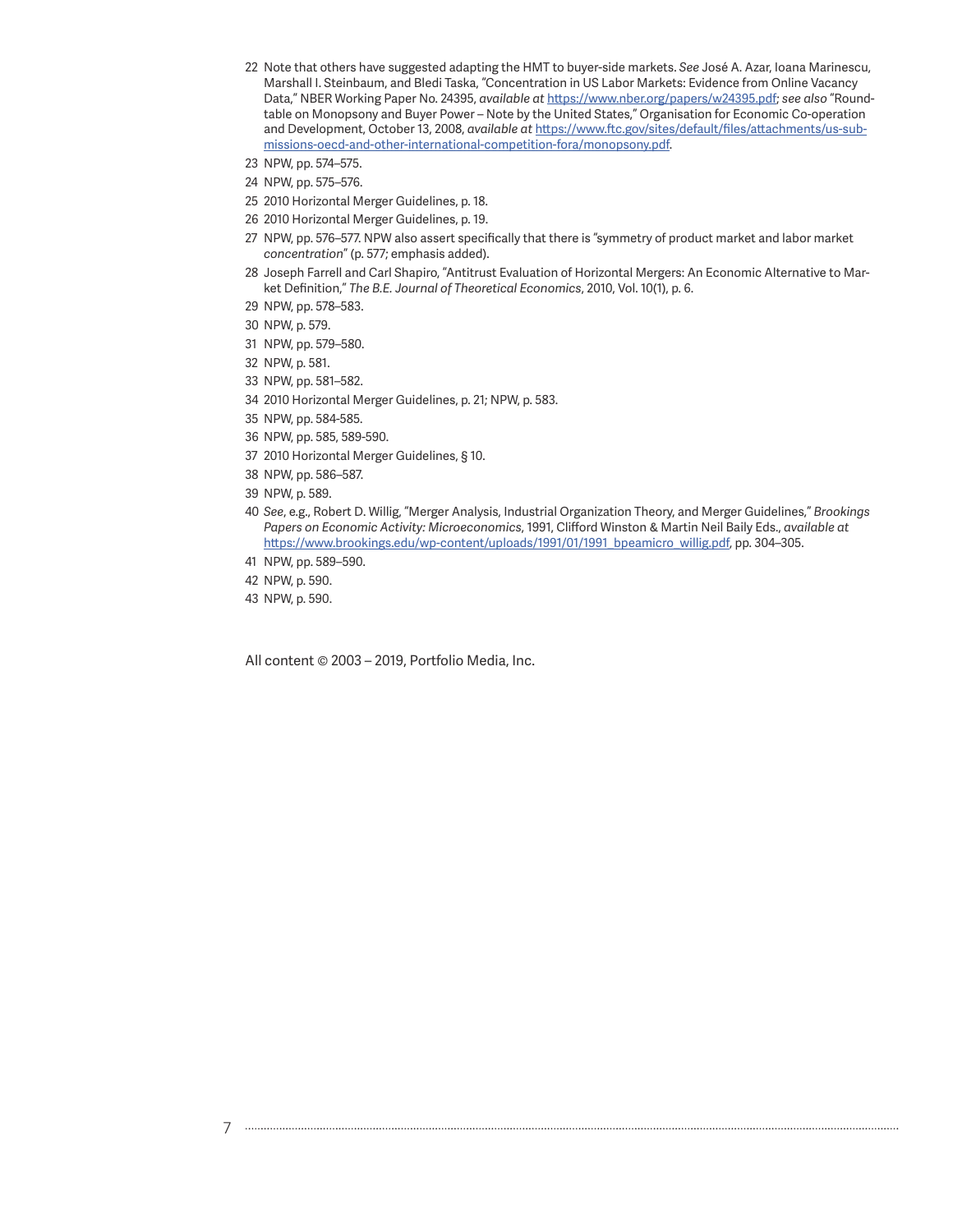22 Note that others have suggested adapting the HMT to buyer-side markets. *See* José A. Azar, Ioana Marinescu, Marshall I. Steinbaum, and Bledi Taska, "Concentration in US Labor Markets: Evidence from Online Vacancy Data," NBER Working Paper No. 24395, *available at* https://www.nber.org/papers/w24395.pdf; *see also* "Roundtable on Monopsony and Buyer Power – Note by the United States," Organisation for Economic Co-operation and Development, October 13, 2008, *available at* https://www.ftc.gov/sites/default/files/attachments/us-submissions-oecd-and-other-international-competition-fora/monopsony.pdf.

23 NPW, pp. 574–575.

24 NPW, pp. 575–576.

25 2010 Horizontal Merger Guidelines, p. 18.

26 2010 Horizontal Merger Guidelines, p. 19.

27 NPW, pp. 576–577. NPW also assert specifically that there is "symmetry of product market and labor market *concentration*" (p. 577; emphasis added).

28 Joseph Farrell and Carl Shapiro, "Antitrust Evaluation of Horizontal Mergers: An Economic Alternative to Market Definition," *The B.E. Journal of Theoretical Economics*, 2010, Vol. 10(1), p. 6.

29 NPW, pp. 578–583.

30 NPW, p. 579.

31 NPW, pp. 579–580.

32 NPW, p. 581.

33 NPW, pp. 581–582.

34 2010 Horizontal Merger Guidelines, p. 21; NPW, p. 583.

35 NPW, pp. 584-585.

36 NPW, pp. 585, 589-590.

37 2010 Horizontal Merger Guidelines, § 10.

38 NPW, pp. 586–587.

39 NPW, p. 589.

40 *See*, e.g., Robert D. Willig, "Merger Analysis, Industrial Organization Theory, and Merger Guidelines," *Brookings Papers on Economic Activity: Microeconomics*, 1991, Clifford Winston & Martin Neil Baily Eds., *available at* https://www.brookings.edu/wp-content/uploads/1991/01/1991_bpeamicro_willig.pdf, pp. 304–305.

41 NPW, pp. 589–590.

42 NPW, p. 590.

43 NPW, p. 590.

All content © 2003 – 2019, Portfolio Media, Inc.